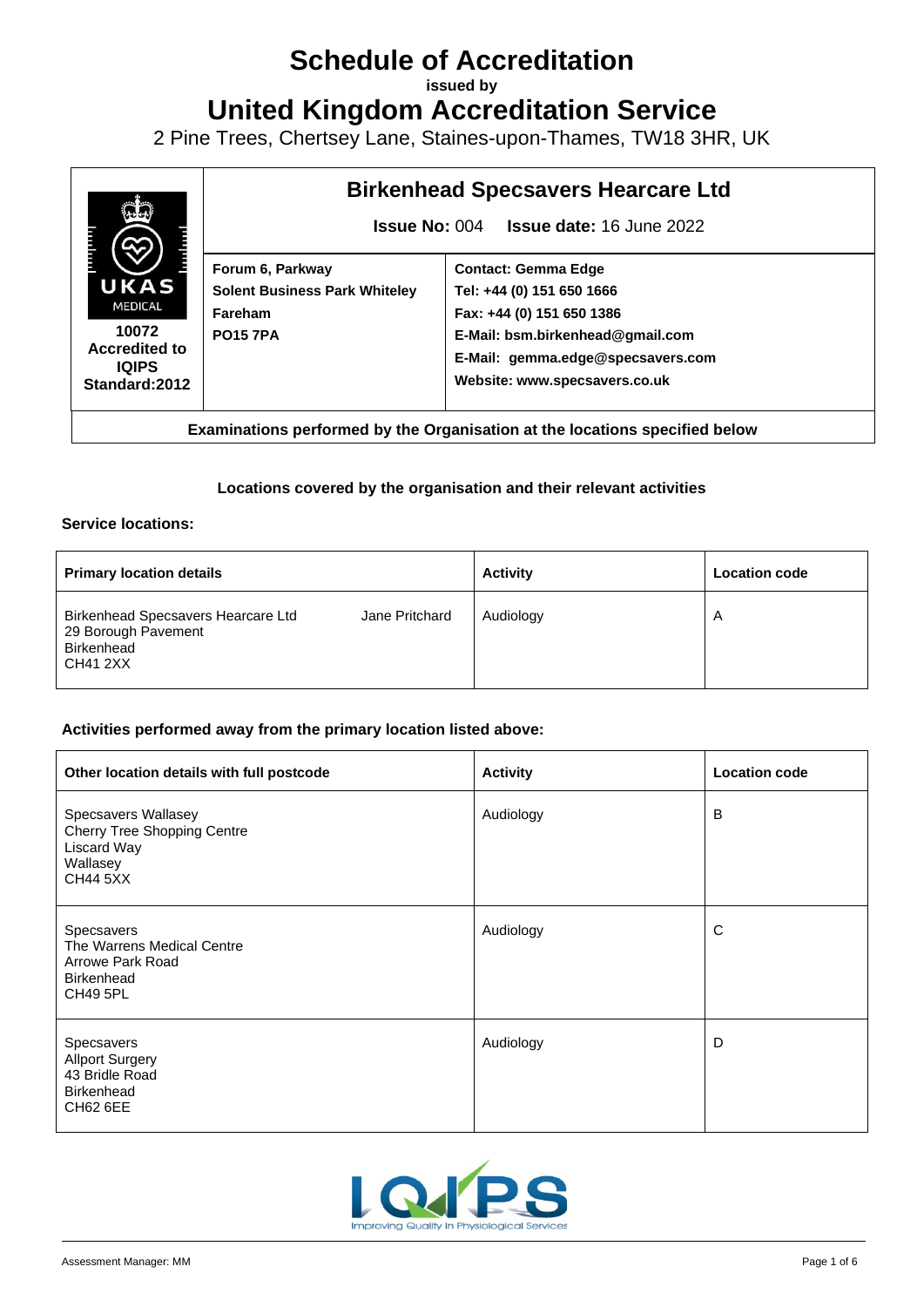# Schedule of Accreditation

**issued by**

# United Kingdom Accreditation Service

2 Pine Trees, Chertsey Lane, Staines-upon-Thames, TW18 3HR, UK

| UKAS MEDICAL 10072 Accredited to IQIPS Standard:2012 | **Birkenhead Specsavers Hearcare Ltd** **Issue No:** 004 **Issue date:** 16 June 2022 | |
|---|---|---|
| | **Forum 6, Parkway** **Solent Business Park Whiteley** **Fareham** **PO15 7PA** | **Contact: Gemma Edge** **Tel: +44 (0) 151 650 1666** **Fax: +44 (0) 151 650 1386** **E-Mail: bsm.birkenhead@gmail.com** **E-Mail: gemma.edge@specsavers.com** **Website: www.specsavers.co.uk** |

**Examinations performed by the Organisation at the locations specified below**

### Locations covered by the organisation and their relevant activities

**Service locations:**

| Primary location details | | Activity | Location code |
|---|---|---|---|
| Birkenhead Specsavers Hearcare Ltd 29 Borough Pavement Birkenhead CH41 2XX | Jane Pritchard | Audiology | A |

**Activities performed away from the primary location listed above:**

| Other location details with full postcode | Activity | Location code |
|---|---|---|
| Specsavers Wallasey Cherry Tree Shopping Centre Liscard Way Wallasey CH44 5XX | Audiology | B |
| Specsavers The Warrens Medical Centre Arrowe Park Road Birkenhead CH49 5PL | Audiology | C |
| Specsavers Allport Surgery 43 Bridle Road Birkenhead CH62 6EE | Audiology | D |

IQIPS Improving Quality In Physiological Services

Assessment Manager: MM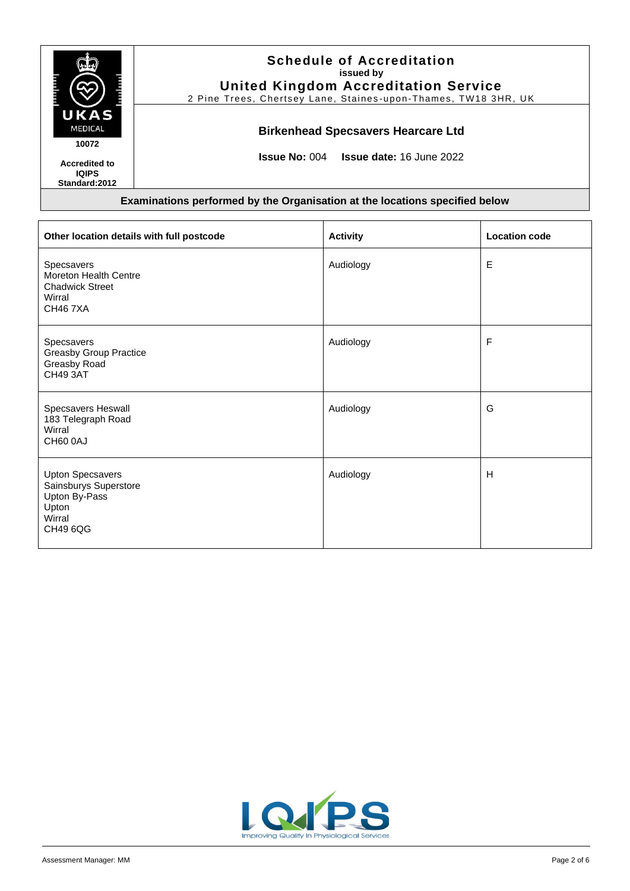**Schedule of Accreditation**
issued by
**United Kingdom Accreditation Service**
2 Pine Trees, Chertsey Lane, Staines-upon-Thames, TW18 3HR, UK

10072

**Accredited to IQIPS Standard:2012**

## Birkenhead Specsavers Hearcare Ltd

**Issue No:** 004 **Issue date:** 16 June 2022

**Examinations performed by the Organisation at the locations specified below**

| Other location details with full postcode | Activity | Location code |
|---|---|---|
| Specsavers<br>Moreton Health Centre<br>Chadwick Street<br>Wirral<br>CH46 7XA | Audiology | E |
| Specsavers<br>Greasby Group Practice<br>Greasby Road<br>CH49 3AT | Audiology | F |
| Specsavers Heswall<br>183 Telegraph Road<br>Wirral<br>CH60 0AJ | Audiology | G |
| Upton Specsavers<br>Sainsburys Superstore<br>Upton By-Pass<br>Upton<br>Wirral<br>CH49 6QG | Audiology | H |

Assessment Manager: MM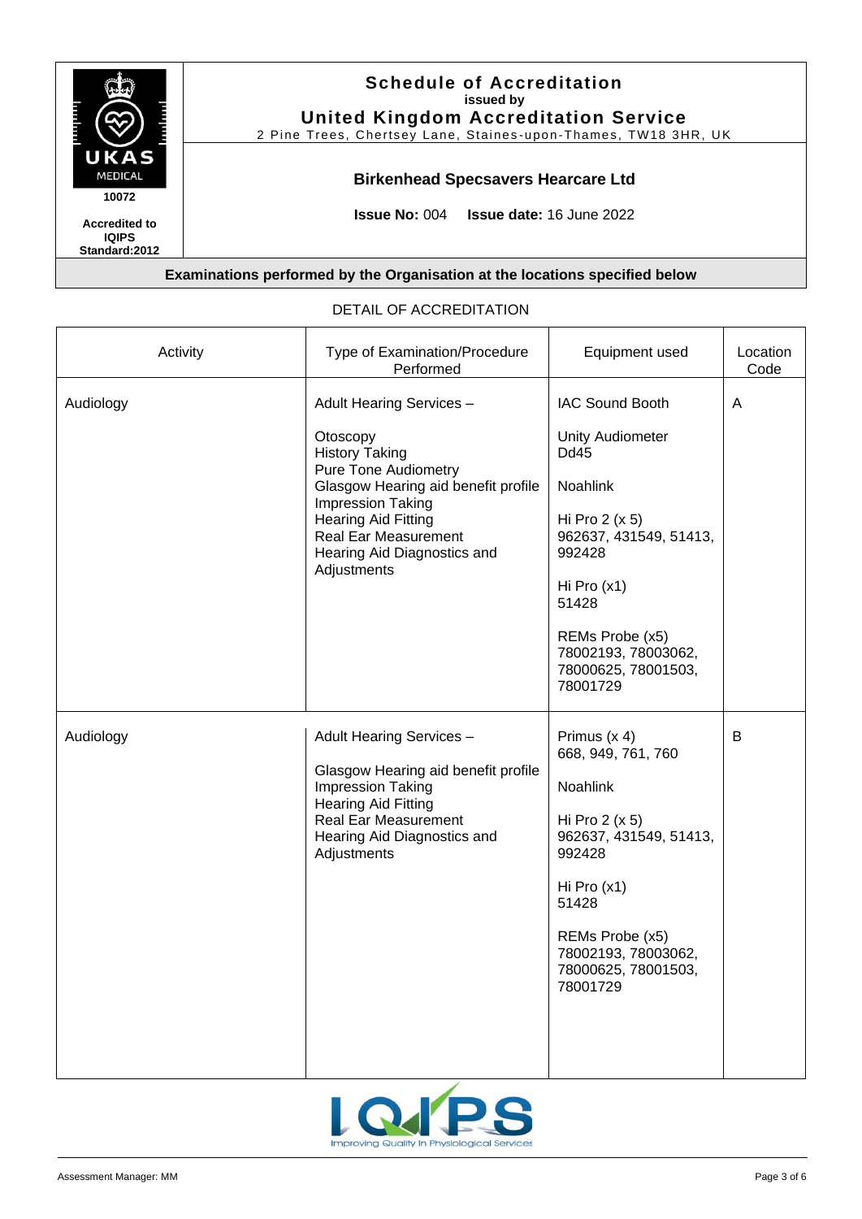# Schedule of Accreditation
**issued by**
## United Kingdom Accreditation Service
2 Pine Trees, Chertsey Lane, Staines-upon-Thames, TW18 3HR, UK

UKAS MEDICAL
**10072**

**Accredited to IQIPS Standard:2012**

### Birkenhead Specsavers Hearcare Ltd

**Issue No:** 004 **Issue date:** 16 June 2022

**Examinations performed by the Organisation at the locations specified below**

DETAIL OF ACCREDITATION

| Activity | Type of Examination/Procedure Performed | Equipment used | Location Code |
|---|---|---|---|
| Audiology | Adult Hearing Services –<br><br>Otoscopy<br>History Taking<br>Pure Tone Audiometry<br>Glasgow Hearing aid benefit profile<br>Impression Taking<br>Hearing Aid Fitting<br>Real Ear Measurement<br>Hearing Aid Diagnostics and Adjustments | IAC Sound Booth<br><br>Unity Audiometer Dd45<br><br>Noahlink<br><br>Hi Pro 2 (x 5)<br>962637, 431549, 51413, 992428<br><br>Hi Pro (x1)<br>51428<br><br>REMs Probe (x5)<br>78002193, 78003062, 78000625, 78001503, 78001729 | A |
| Audiology | Adult Hearing Services –<br><br>Glasgow Hearing aid benefit profile<br>Impression Taking<br>Hearing Aid Fitting<br>Real Ear Measurement<br>Hearing Aid Diagnostics and Adjustments | Primus (x 4)<br>668, 949, 761, 760<br><br>Noahlink<br><br>Hi Pro 2 (x 5)<br>962637, 431549, 51413, 992428<br><br>Hi Pro (x1)<br>51428<br><br>REMs Probe (x5)<br>78002193, 78003062, 78000625, 78001503, 78001729 | B |

IQIPS
Improving Quality In Physiological Services

Assessment Manager: MM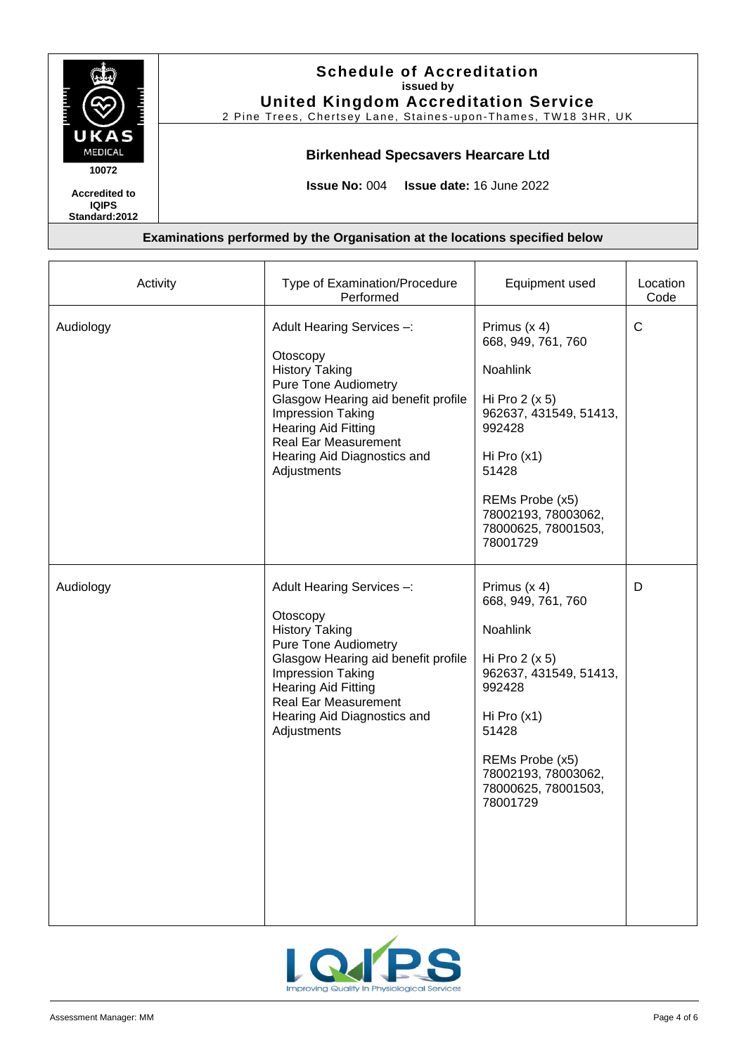**Schedule of Accreditation**
issued by
**United Kingdom Accreditation Service**
2 Pine Trees, Chertsey Lane, Staines-upon-Thames, TW18 3HR, UK

UKAS MEDICAL
10072

**Accredited to IQIPS Standard:2012**

**Birkenhead Specsavers Hearcare Ltd**

**Issue No:** 004 **Issue date:** 16 June 2022

**Examinations performed by the Organisation at the locations specified below**

| Activity | Type of Examination/Procedure Performed | Equipment used | Location Code |
|---|---|---|---|
| Audiology | Adult Hearing Services –:<br><br>Otoscopy<br>History Taking<br>Pure Tone Audiometry<br>Glasgow Hearing aid benefit profile<br>Impression Taking<br>Hearing Aid Fitting<br>Real Ear Measurement<br>Hearing Aid Diagnostics and Adjustments | Primus (x 4)<br>668, 949, 761, 760<br><br>Noahlink<br><br>Hi Pro 2 (x 5)<br>962637, 431549, 51413, 992428<br><br>Hi Pro (x1)<br>51428<br><br>REMs Probe (x5)<br>78002193, 78003062, 78000625, 78001503, 78001729 | C |
| Audiology | Adult Hearing Services –:<br><br>Otoscopy<br>History Taking<br>Pure Tone Audiometry<br>Glasgow Hearing aid benefit profile<br>Impression Taking<br>Hearing Aid Fitting<br>Real Ear Measurement<br>Hearing Aid Diagnostics and Adjustments | Primus (x 4)<br>668, 949, 761, 760<br><br>Noahlink<br><br>Hi Pro 2 (x 5)<br>962637, 431549, 51413, 992428<br><br>Hi Pro (x1)<br>51428<br><br>REMs Probe (x5)<br>78002193, 78003062, 78000625, 78001503, 78001729 | D |

IQIPS
Improving Quality In Physiological Services

Assessment Manager: MM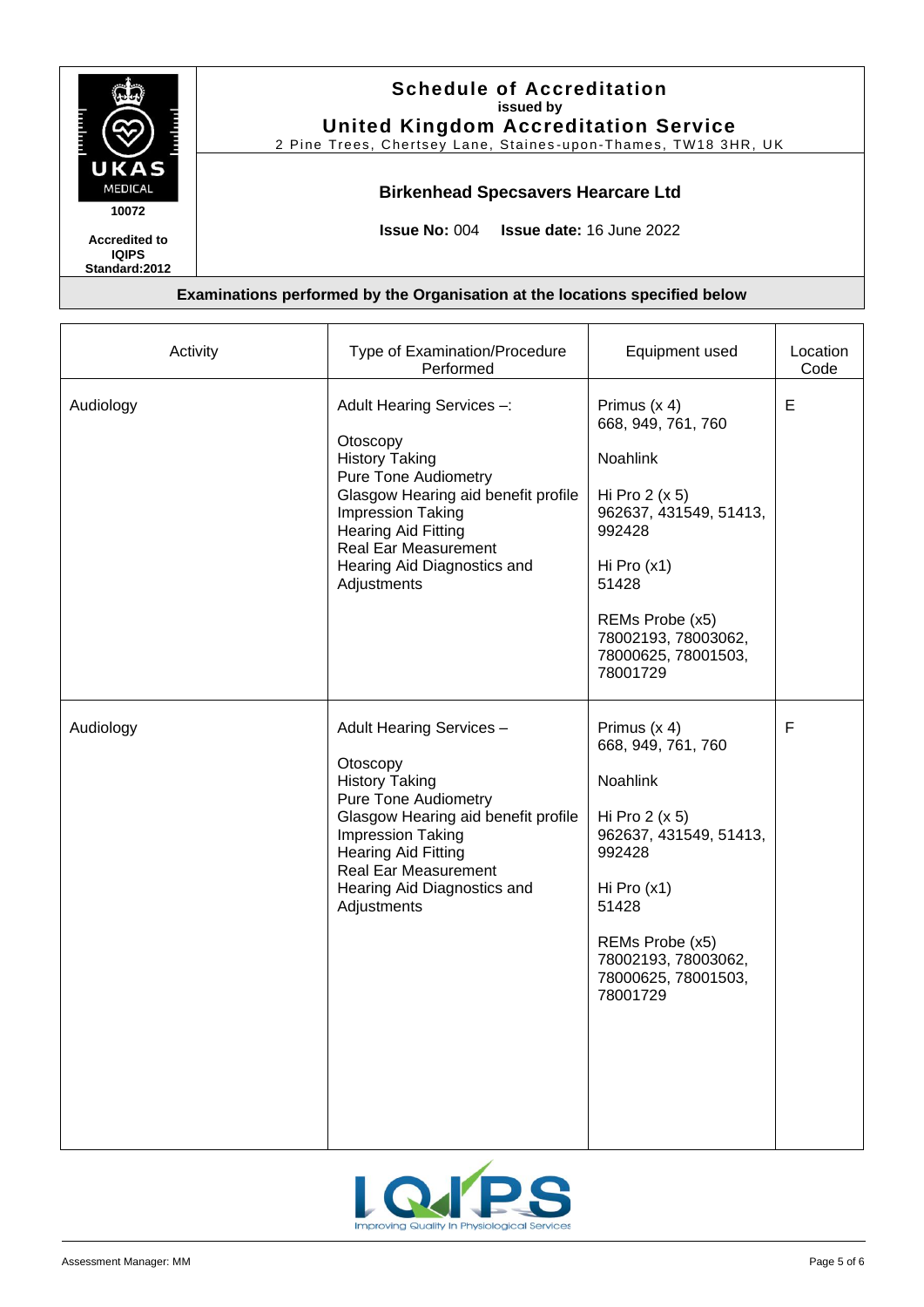| | |
|---|---|
| UKAS MEDICAL 10072 Accredited to IQIPS Standard:2012 | **Schedule of Accreditation** issued by **United Kingdom Accreditation Service** 2 Pine Trees, Chertsey Lane, Staines-upon-Thames, TW18 3HR, UK |
| | **Birkenhead Specsavers Hearcare Ltd** |
| | **Issue No:** 004 **Issue date:** 16 June 2022 |

**Examinations performed by the Organisation at the locations specified below**

| Activity | Type of Examination/Procedure Performed | Equipment used | Location Code |
|---|---|---|---|
| Audiology | Adult Hearing Services –:<br><br>Otoscopy<br>History Taking<br>Pure Tone Audiometry<br>Glasgow Hearing aid benefit profile<br>Impression Taking<br>Hearing Aid Fitting<br>Real Ear Measurement<br>Hearing Aid Diagnostics and Adjustments | Primus (x 4)<br>668, 949, 761, 760<br><br>Noahlink<br><br>Hi Pro 2 (x 5)<br>962637, 431549, 51413, 992428<br><br>Hi Pro (x1)<br>51428<br><br>REMs Probe (x5)<br>78002193, 78003062, 78000625, 78001503, 78001729 | E |
| Audiology | Adult Hearing Services –<br><br>Otoscopy<br>History Taking<br>Pure Tone Audiometry<br>Glasgow Hearing aid benefit profile<br>Impression Taking<br>Hearing Aid Fitting<br>Real Ear Measurement<br>Hearing Aid Diagnostics and Adjustments | Primus (x 4)<br>668, 949, 761, 760<br><br>Noahlink<br><br>Hi Pro 2 (x 5)<br>962637, 431549, 51413, 992428<br><br>Hi Pro (x1)<br>51428<br><br>REMs Probe (x5)<br>78002193, 78003062, 78000625, 78001503, 78001729 | F |

IQIPS Improving Quality In Physiological Services

Assessment Manager: MM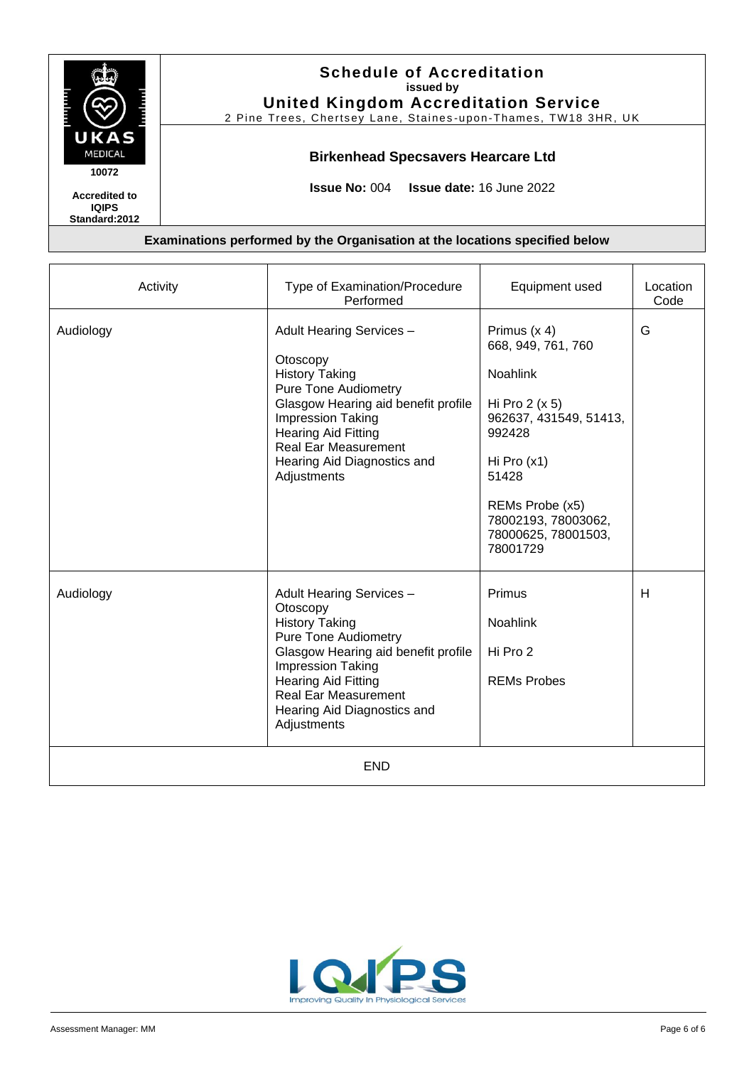# Schedule of Accreditation
issued by
## United Kingdom Accreditation Service
2 Pine Trees, Chertsey Lane, Staines-upon-Thames, TW18 3HR, UK

UKAS MEDICAL
10072

Accredited to IQIPS Standard:2012

## Birkenhead Specsavers Hearcare Ltd

**Issue No:** 004 **Issue date:** 16 June 2022

**Examinations performed by the Organisation at the locations specified below**

| Activity | Type of Examination/Procedure Performed | Equipment used | Location Code |
|---|---|---|---|
| Audiology | Adult Hearing Services –<br><br>Otoscopy<br>History Taking<br>Pure Tone Audiometry<br>Glasgow Hearing aid benefit profile<br>Impression Taking<br>Hearing Aid Fitting<br>Real Ear Measurement<br>Hearing Aid Diagnostics and Adjustments | Primus (x 4)<br>668, 949, 761, 760<br><br>Noahlink<br><br>Hi Pro 2 (x 5)<br>962637, 431549, 51413, 992428<br><br>Hi Pro (x1)<br>51428<br><br>REMs Probe (x5)<br>78002193, 78003062, 78000625, 78001503, 78001729 | G |
| Audiology | Adult Hearing Services –<br>Otoscopy<br>History Taking<br>Pure Tone Audiometry<br>Glasgow Hearing aid benefit profile<br>Impression Taking<br>Hearing Aid Fitting<br>Real Ear Measurement<br>Hearing Aid Diagnostics and Adjustments | Primus<br><br>Noahlink<br><br>Hi Pro 2<br><br>REMs Probes | H |
| END | | | |

IQIPS Improving Quality In Physiological Services

Assessment Manager: MM